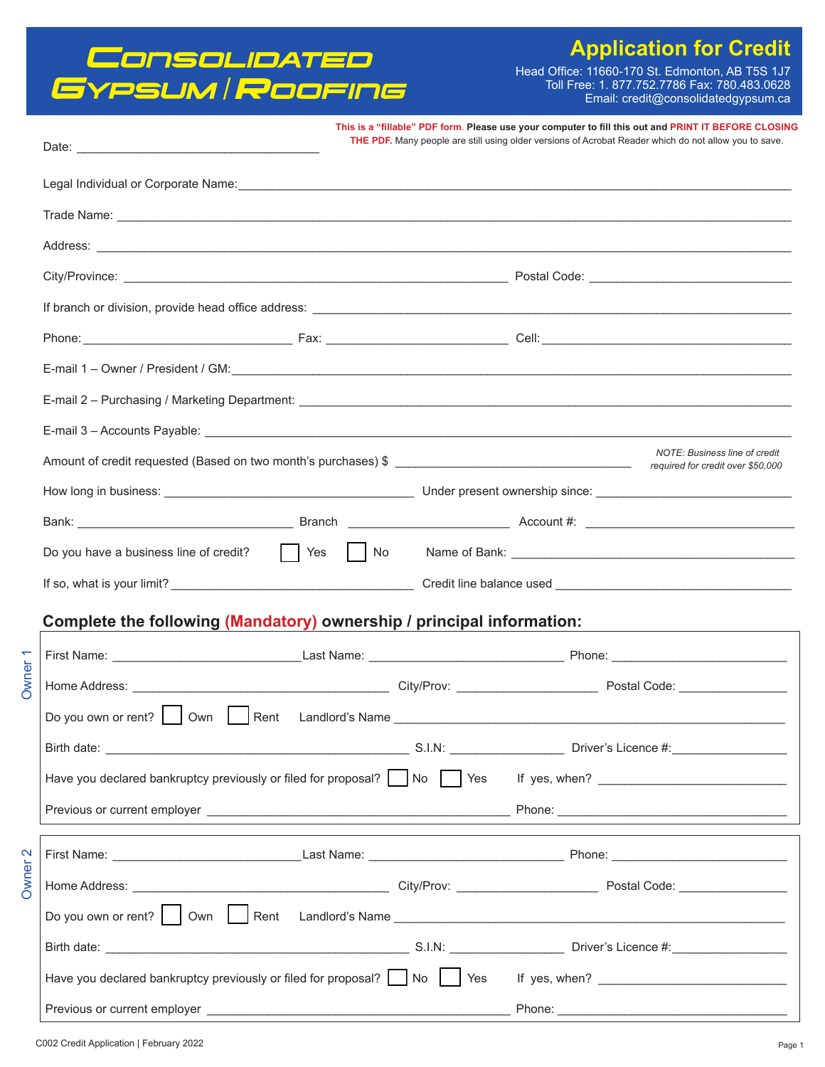# Consolidated Gypsum / Roofing

## Application for Credit

Head Office: 11660-170 St. Edmonton, AB T5S 1J7
Toll Free: 1. 877.752.7786 Fax: 780.483.0628
Email: credit@consolidatedgypsum.ca

**This is a "fillable" PDF form. Please use your computer to fill this out and PRINT IT BEFORE CLOSING THE PDF.** Many people are still using older versions of Acrobat Reader which do not allow you to save.

Date: ___________________________________

Legal Individual or Corporate Name: ___________________________________

Trade Name: ___________________________________

Address: ___________________________________

City/Province: ___________________________________ Postal Code: ___________________

If branch or division, provide head office address: ___________________________________

Phone: ___________________ Fax: ___________________ Cell: ___________________

E-mail 1 – Owner / President / GM: ___________________________________

E-mail 2 – Purchasing / Marketing Department: ___________________________________

E-mail 3 – Accounts Payable: ___________________________________

Amount of credit requested (Based on two month's purchases) $ ___________________

*NOTE: Business line of credit required for credit over $50,000*

How long in business: ___________________ Under present ownership since: ___________________

Bank: ___________________ Branch ___________________ Account #: ___________________

Do you have a business line of credit? ☐ Yes ☐ No Name of Bank: ___________________

If so, what is your limit? ___________________ Credit line balance used ___________________

## Complete the following (Mandatory) ownership / principal information:

### Owner 1

First Name: ___________________ Last Name: ___________________ Phone: ___________________

Home Address: ___________________ City/Prov: ___________________ Postal Code: ___________________

Do you own or rent? ☐ Own ☐ Rent Landlord's Name ___________________

Birth date: ___________________ S.I.N: ___________________ Driver's Licence #: ___________________

Have you declared bankruptcy previously or filed for proposal? ☐ No ☐ Yes If yes, when? ___________________

Previous or current employer ___________________ Phone: ___________________

### Owner 2

First Name: ___________________ Last Name: ___________________ Phone: ___________________

Home Address: ___________________ City/Prov: ___________________ Postal Code: ___________________

Do you own or rent? ☐ Own ☐ Rent Landlord's Name ___________________

Birth date: ___________________ S.I.N: ___________________ Driver's Licence #: ___________________

Have you declared bankruptcy previously or filed for proposal? ☐ No ☐ Yes If yes, when? ___________________

Previous or current employer ___________________ Phone: ___________________

C002 Credit Application | February 2022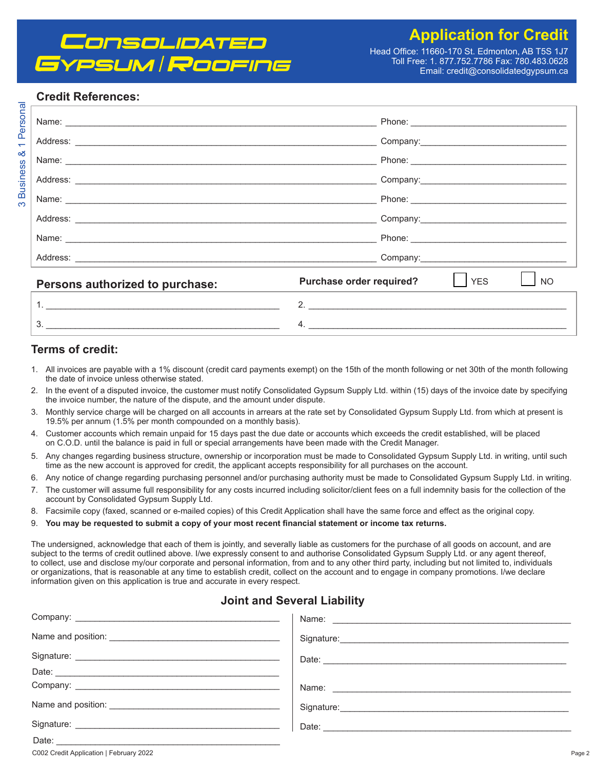# Consolidated Gypsum / Roofing

## Application for Credit

Head Office: 11660-170 St. Edmonton, AB T5S 1J7
Toll Free: 1. 877.752.7786 Fax: 780.483.0628
Email: credit@consolidatedgypsum.ca

## Credit References:

3 Business & 1 Personal

Name: ______________________________ Phone: ______________________

Address: ______________________________ Company: ______________________

Name: ______________________________ Phone: ______________________

Address: ______________________________ Company: ______________________

Name: ______________________________ Phone: ______________________

Address: ______________________________ Company: ______________________

Name: ______________________________ Phone: ______________________

Address: ______________________________ Company: ______________________

## Persons authorized to purchase:

**Purchase order required?** ☐ YES ☐ NO

1. ______________________ 2. ______________________

3. ______________________ 4. ______________________

## Terms of credit:

1. All invoices are payable with a 1% discount (credit card payments exempt) on the 15th of the month following or net 30th of the month following the date of invoice unless otherwise stated.
2. In the event of a disputed invoice, the customer must notify Consolidated Gypsum Supply Ltd. within (15) days of the invoice date by specifying the invoice number, the nature of the dispute, and the amount under dispute.
3. Monthly service charge will be charged on all accounts in arrears at the rate set by Consolidated Gypsum Supply Ltd. from which at present is 19.5% per annum (1.5% per month compounded on a monthly basis).
4. Customer accounts which remain unpaid for 15 days past the due date or accounts which exceeds the credit established, will be placed on C.O.D. until the balance is paid in full or special arrangements have been made with the Credit Manager.
5. Any changes regarding business structure, ownership or incorporation must be made to Consolidated Gypsum Supply Ltd. in writing, until such time as the new account is approved for credit, the applicant accepts responsibility for all purchases on the account.
6. Any notice of change regarding purchasing personnel and/or purchasing authority must be made to Consolidated Gypsum Supply Ltd. in writing.
7. The customer will assume full responsibility for any costs incurred including solicitor/client fees on a full indemnity basis for the collection of the account by Consolidated Gypsum Supply Ltd.
8. Facsimile copy (faxed, scanned or e-mailed copies) of this Credit Application shall have the same force and effect as the original copy.
9. **You may be requested to submit a copy of your most recent financial statement or income tax returns.**

The undersigned, acknowledge that each of them is jointly, and severally liable as customers for the purchase of all goods on account, and are subject to the terms of credit outlined above. I/we expressly consent to and authorise Consolidated Gypsum Supply Ltd. or any agent thereof, to collect, use and disclose my/our corporate and personal information, from and to any other third party, including but not limited to, individuals or organizations, that is reasonable at any time to establish credit, collect on the account and to engage in company promotions. I/we declare information given on this application is true and accurate in every respect.

## Joint and Several Liability

Company: ______________________

Name and position: ______________________

Signature: ______________________

Date: ______________________

Company: ______________________

Name and position: ______________________

Signature: ______________________

Date: ______________________

Name: ______________________

Signature: ______________________

Date: ______________________

Name: ______________________

Signature: ______________________

Date: ______________________

C002 Credit Application | February 2022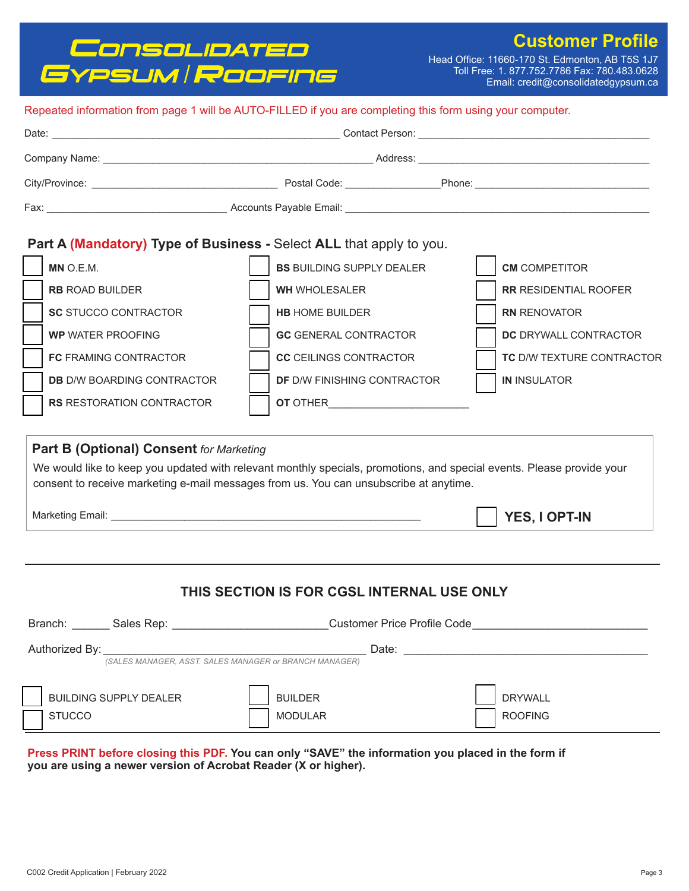# CONSOLIDATED GYPSUM / ROOFING

## Customer Profile

Head Office: 11660-170 St. Edmonton, AB T5S 1J7
Toll Free: 1. 877.752.7786 Fax: 780.483.0628
Email: credit@consolidatedgypsum.ca

Repeated information from page 1 will be AUTO-FILLED if you are completing this form using your computer.

Date: ______________________ Contact Person: ______________________

Company Name: ______________________ Address: ______________________

City/Province: ______________________ Postal Code: ______________ Phone: ______________________

Fax: ______________________ Accounts Payable Email: ______________________

### Part A (Mandatory) Type of Business - Select ALL that apply to you.

| | | |
|---|---|---|
| ☐ **MN** O.E.M. | ☐ **BS** BUILDING SUPPLY DEALER | ☐ **CM** COMPETITOR |
| ☐ **RB** ROAD BUILDER | ☐ **WH** WHOLESALER | ☐ **RR** RESIDENTIAL ROOFER |
| ☐ **SC** STUCCO CONTRACTOR | ☐ **HB** HOME BUILDER | ☐ **RN** RENOVATOR |
| ☐ **WP** WATER PROOFING | ☐ **GC** GENERAL CONTRACTOR | ☐ **DC** DRYWALL CONTRACTOR |
| ☐ **FC** FRAMING CONTRACTOR | ☐ **CC** CEILINGS CONTRACTOR | ☐ **TC** D/W TEXTURE CONTRACTOR |
| ☐ **DB** D/W BOARDING CONTRACTOR | ☐ **DF** D/W FINISHING CONTRACTOR | ☐ **IN** INSULATOR |
| ☐ **RS** RESTORATION CONTRACTOR | ☐ **OT** OTHER______________________ | |

### Part B (Optional) Consent *for Marketing*

We would like to keep you updated with relevant monthly specials, promotions, and special events. Please provide your consent to receive marketing e-mail messages from us. You can unsubscribe at anytime.

Marketing Email: ______________________ ☐ **YES, I OPT-IN**

---

### THIS SECTION IS FOR CGSL INTERNAL USE ONLY

Branch: ______ Sales Rep: ______________________ Customer Price Profile Code ______________________

Authorized By: ______________________ Date: ______________________
*(SALES MANAGER, ASST. SALES MANAGER or BRANCH MANAGER)*

| | | |
|---|---|---|
| ☐ BUILDING SUPPLY DEALER | ☐ BUILDER | ☐ DRYWALL |
| ☐ STUCCO | ☐ MODULAR | ☐ ROOFING |

**Press PRINT before closing this PDF. You can only "SAVE" the information you placed in the form if you are using a newer version of Acrobat Reader (X or higher).**

C002 Credit Application | February 2022